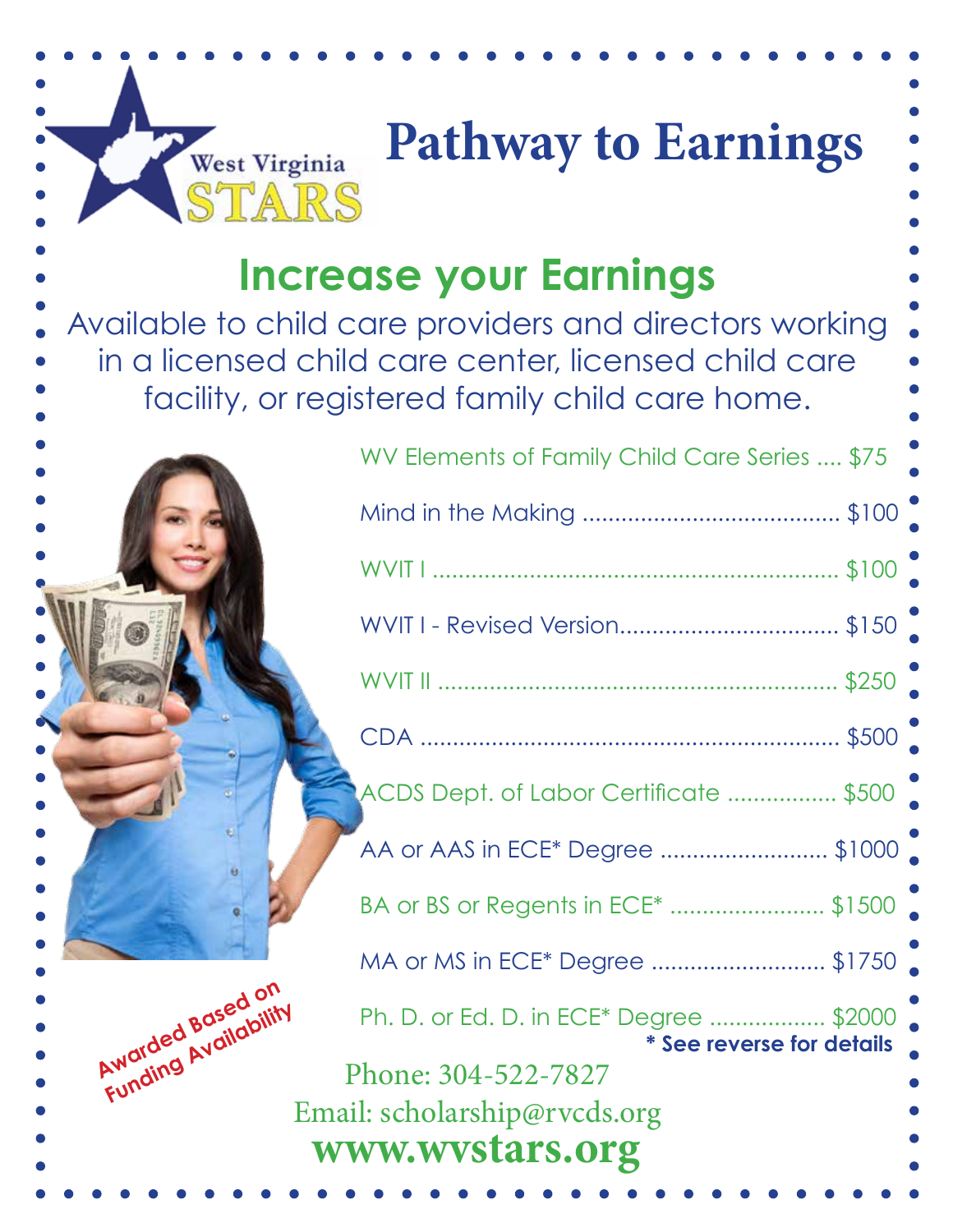West Virginia STARS

# Pathway to Earnings

## Increase your Earnings

Available to child care providers and directors working in a licensed child care center, licensed child care facility, or registered family child care home.

| Credential | Amount |
| --- | --- |
| WV Elements of Family Child Care Series | $75 |
| Mind in the Making | $100 |
| WVIT I | $100 |
| WVIT I - Revised Version | $150 |
| WVIT II | $250 |
| CDA | $500 |
| ACDS Dept. of Labor Certificate | $500 |
| AA or AAS in ECE* Degree | $1000 |
| BA or BS or Regents in ECE* | $1500 |
| MA or MS in ECE* Degree | $1750 |
| Ph. D. or Ed. D. in ECE* Degree | $2000 |

**\* See reverse for details**

**Awarded Based on Funding Availability**

Phone: 304-522-7827

Email: scholarship@rvcds.org

**www.wvstars.org**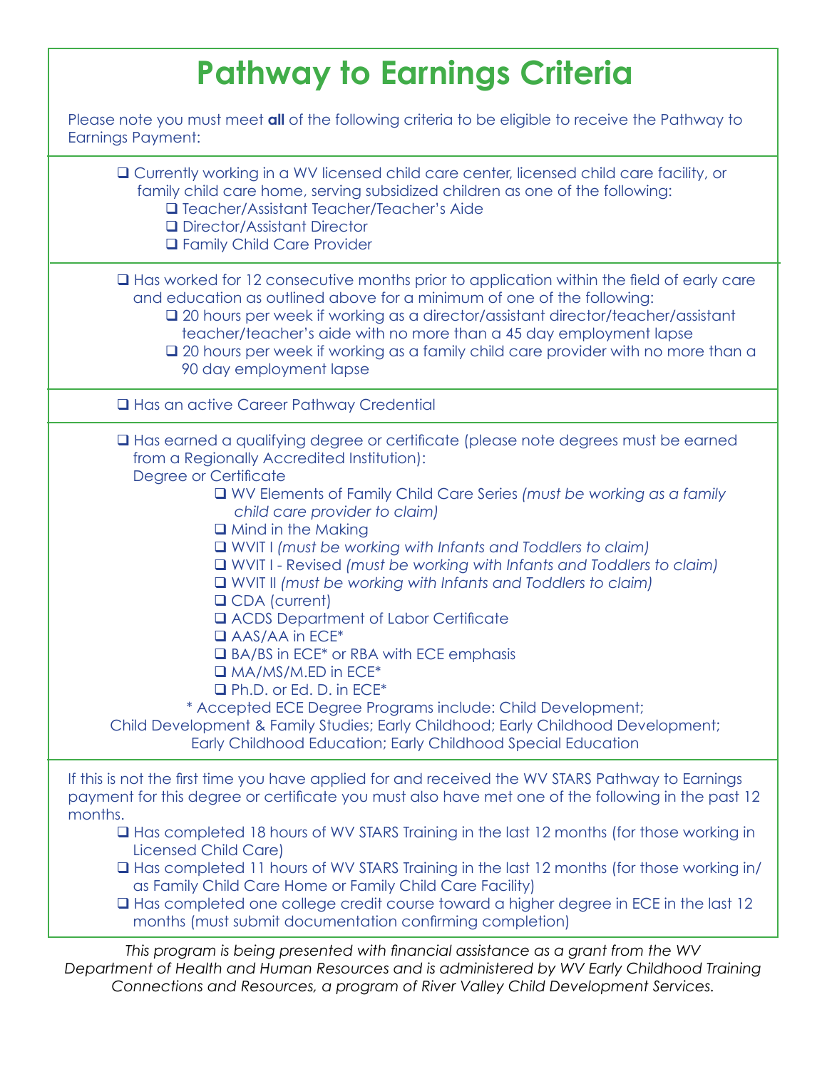# Pathway to Earnings Criteria

Please note you must meet **all** of the following criteria to be eligible to receive the Pathway to Earnings Payment:

- ❑ Currently working in a WV licensed child care center, licensed child care facility, or family child care home, serving subsidized children as one of the following:
  - ❑ Teacher/Assistant Teacher/Teacher's Aide
  - ❑ Director/Assistant Director
  - ❑ Family Child Care Provider

- ❑ Has worked for 12 consecutive months prior to application within the field of early care and education as outlined above for a minimum of one of the following:
  - ❑ 20 hours per week if working as a director/assistant director/teacher/assistant teacher/teacher's aide with no more than a 45 day employment lapse
  - ❑ 20 hours per week if working as a family child care provider with no more than a 90 day employment lapse

- ❑ Has an active Career Pathway Credential

- ❑ Has earned a qualifying degree or certificate (please note degrees must be earned from a Regionally Accredited Institution):

  Degree or Certificate
  - ❑ WV Elements of Family Child Care Series *(must be working as a family child care provider to claim)*
  - ❑ Mind in the Making
  - ❑ WVIT I *(must be working with Infants and Toddlers to claim)*
  - ❑ WVIT I - Revised *(must be working with Infants and Toddlers to claim)*
  - ❑ WVIT II *(must be working with Infants and Toddlers to claim)*
  - ❑ CDA (current)
  - ❑ ACDS Department of Labor Certificate
  - ❑ AAS/AA in ECE*
  - ❑ BA/BS in ECE* or RBA with ECE emphasis
  - ❑ MA/MS/M.ED in ECE*
  - ❑ Ph.D. or Ed. D. in ECE*

  \* Accepted ECE Degree Programs include: Child Development; Child Development & Family Studies; Early Childhood; Early Childhood Development; Early Childhood Education; Early Childhood Special Education

If this is not the first time you have applied for and received the WV STARS Pathway to Earnings payment for this degree or certificate you must also have met one of the following in the past 12 months.

- ❑ Has completed 18 hours of WV STARS Training in the last 12 months (for those working in Licensed Child Care)
- ❑ Has completed 11 hours of WV STARS Training in the last 12 months (for those working in/ as Family Child Care Home or Family Child Care Facility)
- ❑ Has completed one college credit course toward a higher degree in ECE in the last 12 months (must submit documentation confirming completion)

*This program is being presented with financial assistance as a grant from the WV Department of Health and Human Resources and is administered by WV Early Childhood Training Connections and Resources, a program of River Valley Child Development Services.*